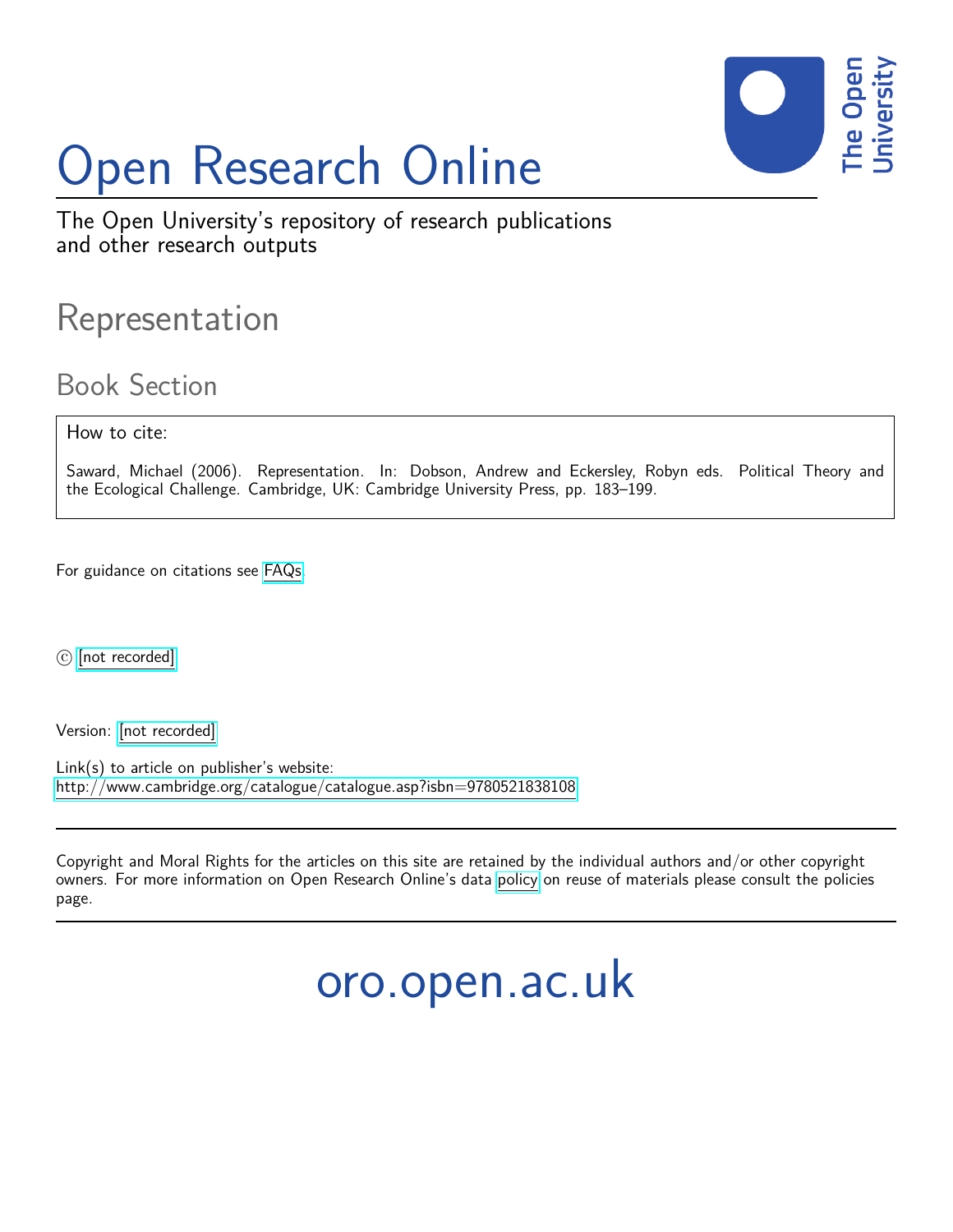# Open Research Online

The Open University's repository of research publications and other research outputs

## Representation

### Book Section

How to cite:

Saward, Michael (2006). Representation. In: Dobson, Andrew and Eckersley, Robyn eds. Political Theory and the Ecological Challenge. Cambridge, UK: Cambridge University Press, pp. 183–199.

For guidance on citations see FAQs.

© [not recorded]

Version: [not recorded]

Link(s) to article on publisher's website:
http://www.cambridge.org/catalogue/catalogue.asp?isbn=9780521838108

---

Copyright and Moral Rights for the articles on this site are retained by the individual authors and/or other copyright owners. For more information on Open Research Online's data policy on reuse of materials please consult the policies page.

---

oro.open.ac.uk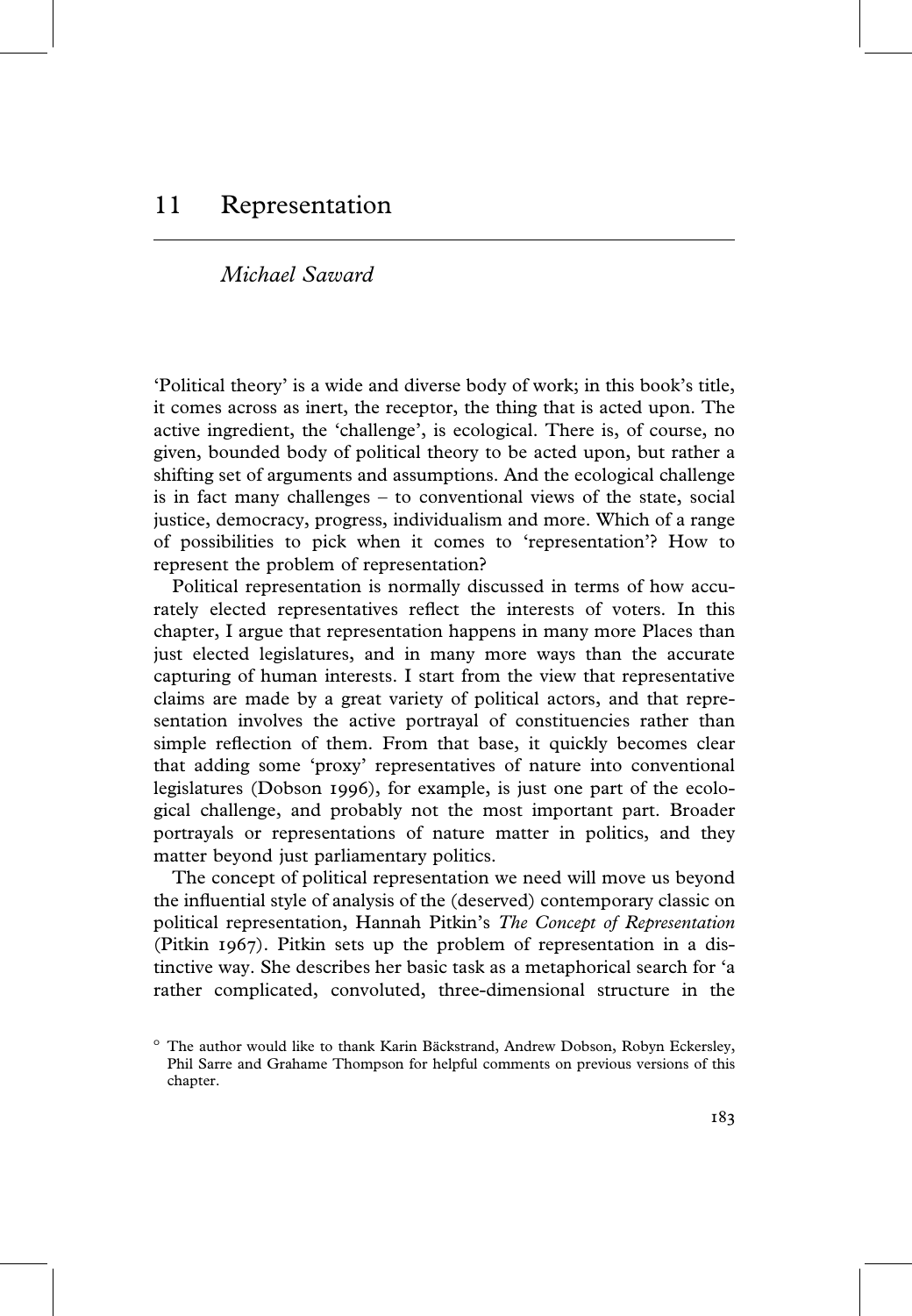# 11 Representation

*Michael Saward*

'Political theory' is a wide and diverse body of work; in this book's title, it comes across as inert, the receptor, the thing that is acted upon. The active ingredient, the 'challenge', is ecological. There is, of course, no given, bounded body of political theory to be acted upon, but rather a shifting set of arguments and assumptions. And the ecological challenge is in fact many challenges – to conventional views of the state, social justice, democracy, progress, individualism and more. Which of a range of possibilities to pick when it comes to 'representation'? How to represent the problem of representation?

Political representation is normally discussed in terms of how accurately elected representatives reflect the interests of voters. In this chapter, I argue that representation happens in many more Places than just elected legislatures, and in many more ways than the accurate capturing of human interests. I start from the view that representative claims are made by a great variety of political actors, and that representation involves the active portrayal of constituencies rather than simple reflection of them. From that base, it quickly becomes clear that adding some 'proxy' representatives of nature into conventional legislatures (Dobson 1996), for example, is just one part of the ecological challenge, and probably not the most important part. Broader portrayals or representations of nature matter in politics, and they matter beyond just parliamentary politics.

The concept of political representation we need will move us beyond the influential style of analysis of the (deserved) contemporary classic on political representation, Hannah Pitkin's *The Concept of Representation* (Pitkin 1967). Pitkin sets up the problem of representation in a distinctive way. She describes her basic task as a metaphorical search for 'a rather complicated, convoluted, three-dimensional structure in the

° The author would like to thank Karin Bäckstrand, Andrew Dobson, Robyn Eckersley, Phil Sarre and Grahame Thompson for helpful comments on previous versions of this chapter.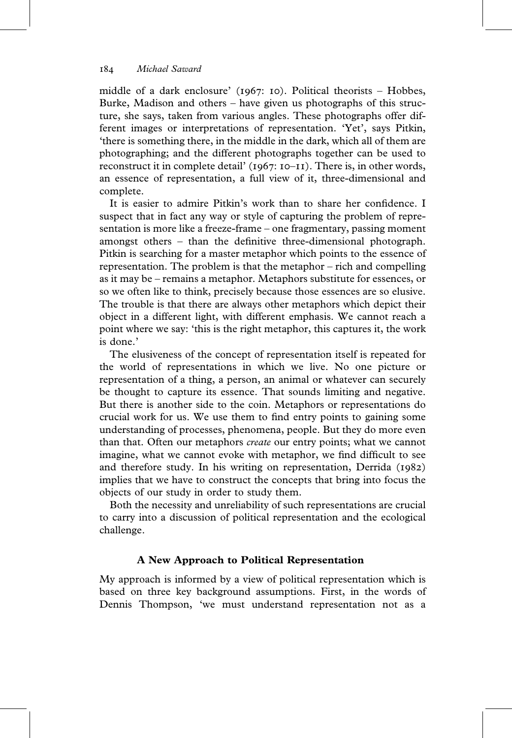middle of a dark enclosure' (1967: 10). Political theorists – Hobbes, Burke, Madison and others – have given us photographs of this structure, she says, taken from various angles. These photographs offer different images or interpretations of representation. 'Yet', says Pitkin, 'there is something there, in the middle in the dark, which all of them are photographing; and the different photographs together can be used to reconstruct it in complete detail' (1967: 10–11). There is, in other words, an essence of representation, a full view of it, three-dimensional and complete.

It is easier to admire Pitkin's work than to share her confidence. I suspect that in fact any way or style of capturing the problem of representation is more like a freeze-frame – one fragmentary, passing moment amongst others – than the definitive three-dimensional photograph. Pitkin is searching for a master metaphor which points to the essence of representation. The problem is that the metaphor – rich and compelling as it may be – remains a metaphor. Metaphors substitute for essences, or so we often like to think, precisely because those essences are so elusive. The trouble is that there are always other metaphors which depict their object in a different light, with different emphasis. We cannot reach a point where we say: 'this is the right metaphor, this captures it, the work is done.'

The elusiveness of the concept of representation itself is repeated for the world of representations in which we live. No one picture or representation of a thing, a person, an animal or whatever can securely be thought to capture its essence. That sounds limiting and negative. But there is another side to the coin. Metaphors or representations do crucial work for us. We use them to find entry points to gaining some understanding of processes, phenomena, people. But they do more even than that. Often our metaphors *create* our entry points; what we cannot imagine, what we cannot evoke with metaphor, we find difficult to see and therefore study. In his writing on representation, Derrida (1982) implies that we have to construct the concepts that bring into focus the objects of our study in order to study them.

Both the necessity and unreliability of such representations are crucial to carry into a discussion of political representation and the ecological challenge.

## A New Approach to Political Representation

My approach is informed by a view of political representation which is based on three key background assumptions. First, in the words of Dennis Thompson, 'we must understand representation not as a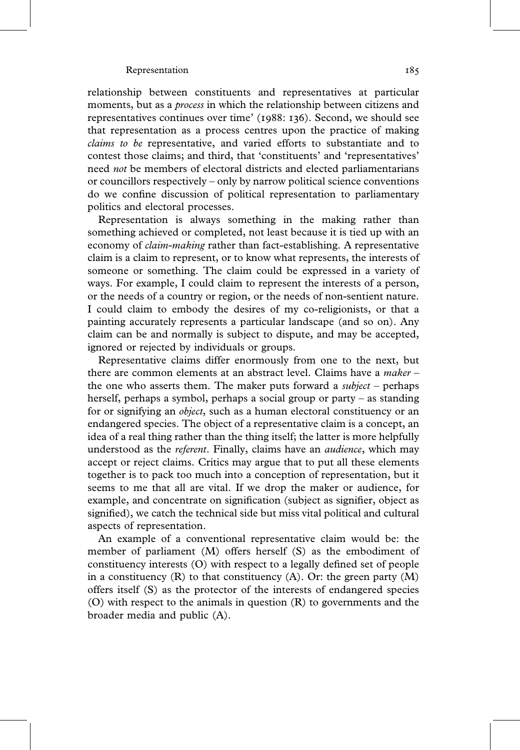relationship between constituents and representatives at particular moments, but as a *process* in which the relationship between citizens and representatives continues over time' (1988: 136). Second, we should see that representation as a process centres upon the practice of making *claims to be* representative, and varied efforts to substantiate and to contest those claims; and third, that 'constituents' and 'representatives' need *not* be members of electoral districts and elected parliamentarians or councillors respectively – only by narrow political science conventions do we confine discussion of political representation to parliamentary politics and electoral processes.

Representation is always something in the making rather than something achieved or completed, not least because it is tied up with an economy of *claim-making* rather than fact-establishing. A representative claim is a claim to represent, or to know what represents, the interests of someone or something. The claim could be expressed in a variety of ways. For example, I could claim to represent the interests of a person, or the needs of a country or region, or the needs of non-sentient nature. I could claim to embody the desires of my co-religionists, or that a painting accurately represents a particular landscape (and so on). Any claim can be and normally is subject to dispute, and may be accepted, ignored or rejected by individuals or groups.

Representative claims differ enormously from one to the next, but there are common elements at an abstract level. Claims have a *maker* – the one who asserts them. The maker puts forward a *subject* – perhaps herself, perhaps a symbol, perhaps a social group or party – as standing for or signifying an *object*, such as a human electoral constituency or an endangered species. The object of a representative claim is a concept, an idea of a real thing rather than the thing itself; the latter is more helpfully understood as the *referent*. Finally, claims have an *audience*, which may accept or reject claims. Critics may argue that to put all these elements together is to pack too much into a conception of representation, but it seems to me that all are vital. If we drop the maker or audience, for example, and concentrate on signification (subject as signifier, object as signified), we catch the technical side but miss vital political and cultural aspects of representation.

An example of a conventional representative claim would be: the member of parliament (M) offers herself (S) as the embodiment of constituency interests (O) with respect to a legally defined set of people in a constituency (R) to that constituency (A). Or: the green party (M) offers itself (S) as the protector of the interests of endangered species (O) with respect to the animals in question (R) to governments and the broader media and public (A).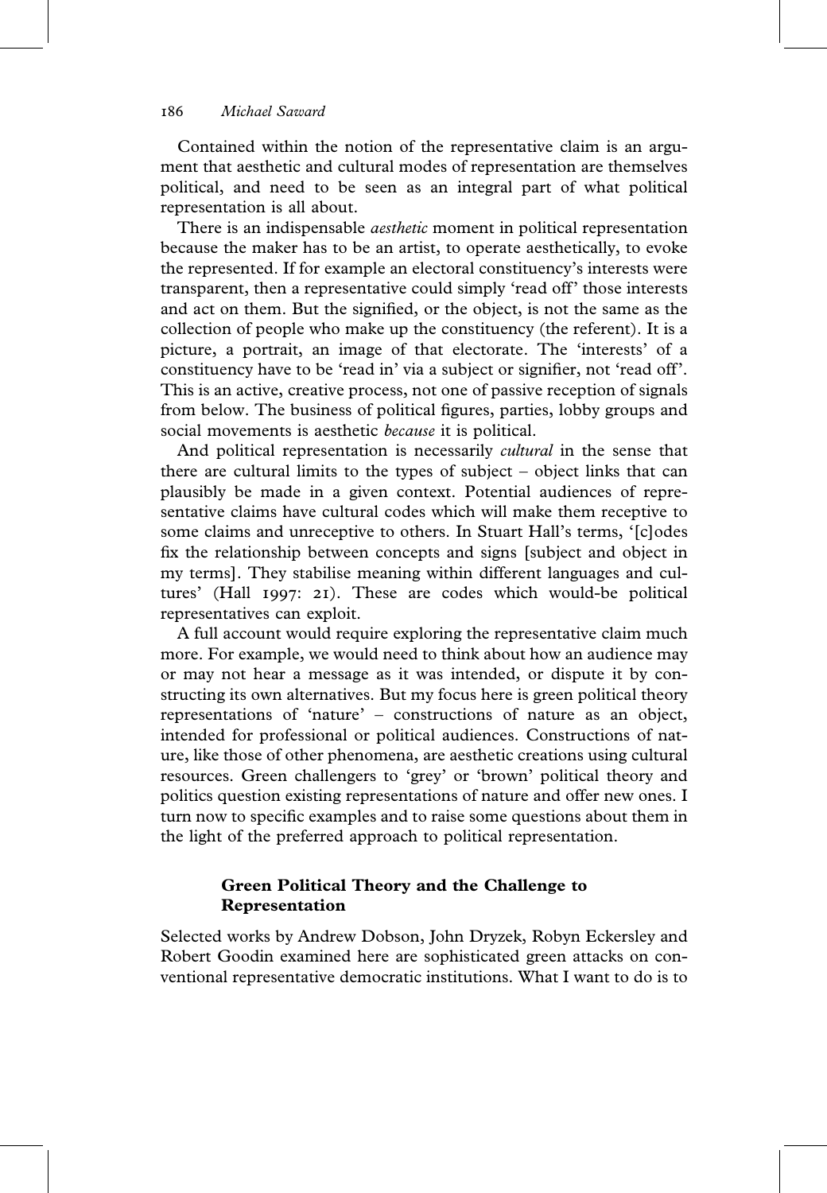Contained within the notion of the representative claim is an argument that aesthetic and cultural modes of representation are themselves political, and need to be seen as an integral part of what political representation is all about.

There is an indispensable *aesthetic* moment in political representation because the maker has to be an artist, to operate aesthetically, to evoke the represented. If for example an electoral constituency's interests were transparent, then a representative could simply 'read off' those interests and act on them. But the signified, or the object, is not the same as the collection of people who make up the constituency (the referent). It is a picture, a portrait, an image of that electorate. The 'interests' of a constituency have to be 'read in' via a subject or signifier, not 'read off'. This is an active, creative process, not one of passive reception of signals from below. The business of political figures, parties, lobby groups and social movements is aesthetic *because* it is political.

And political representation is necessarily *cultural* in the sense that there are cultural limits to the types of subject – object links that can plausibly be made in a given context. Potential audiences of representative claims have cultural codes which will make them receptive to some claims and unreceptive to others. In Stuart Hall's terms, '[c]odes fix the relationship between concepts and signs [subject and object in my terms]. They stabilise meaning within different languages and cultures' (Hall 1997: 21). These are codes which would-be political representatives can exploit.

A full account would require exploring the representative claim much more. For example, we would need to think about how an audience may or may not hear a message as it was intended, or dispute it by constructing its own alternatives. But my focus here is green political theory representations of 'nature' – constructions of nature as an object, intended for professional or political audiences. Constructions of nature, like those of other phenomena, are aesthetic creations using cultural resources. Green challengers to 'grey' or 'brown' political theory and politics question existing representations of nature and offer new ones. I turn now to specific examples and to raise some questions about them in the light of the preferred approach to political representation.

## Green Political Theory and the Challenge to Representation

Selected works by Andrew Dobson, John Dryzek, Robyn Eckersley and Robert Goodin examined here are sophisticated green attacks on conventional representative democratic institutions. What I want to do is to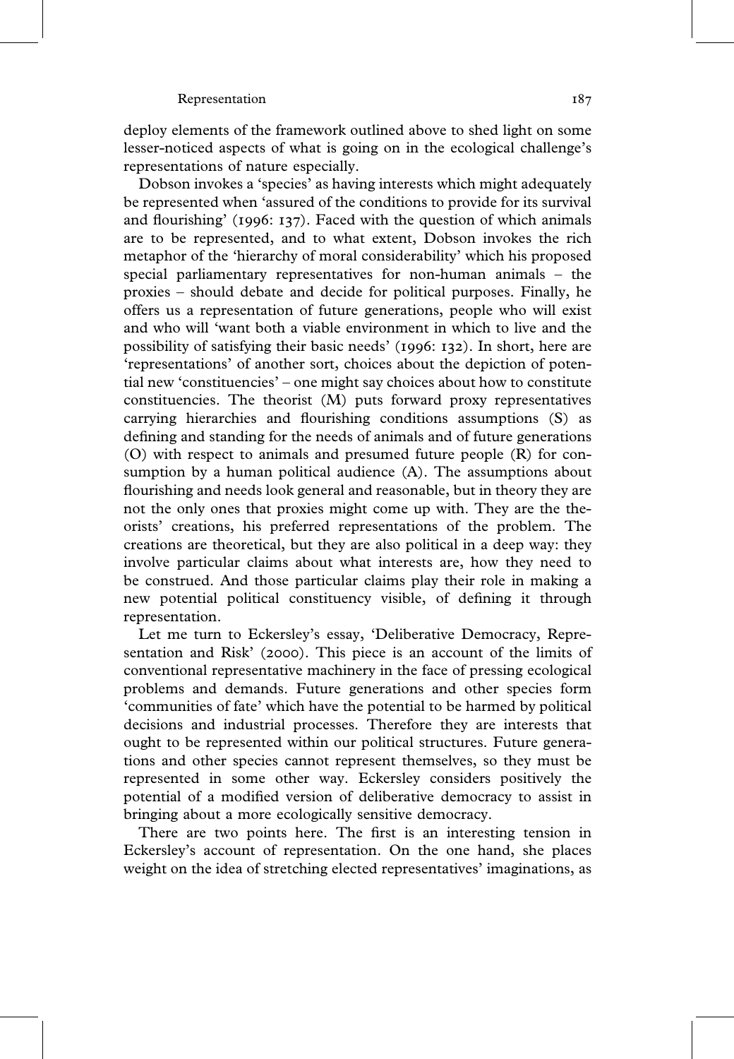deploy elements of the framework outlined above to shed light on some lesser-noticed aspects of what is going on in the ecological challenge's representations of nature especially.

Dobson invokes a 'species' as having interests which might adequately be represented when 'assured of the conditions to provide for its survival and flourishing' (1996: 137). Faced with the question of which animals are to be represented, and to what extent, Dobson invokes the rich metaphor of the 'hierarchy of moral considerability' which his proposed special parliamentary representatives for non-human animals – the proxies – should debate and decide for political purposes. Finally, he offers us a representation of future generations, people who will exist and who will 'want both a viable environment in which to live and the possibility of satisfying their basic needs' (1996: 132). In short, here are 'representations' of another sort, choices about the depiction of potential new 'constituencies' – one might say choices about how to constitute constituencies. The theorist (M) puts forward proxy representatives carrying hierarchies and flourishing conditions assumptions (S) as defining and standing for the needs of animals and of future generations (O) with respect to animals and presumed future people (R) for consumption by a human political audience (A). The assumptions about flourishing and needs look general and reasonable, but in theory they are not the only ones that proxies might come up with. They are the theorists' creations, his preferred representations of the problem. The creations are theoretical, but they are also political in a deep way: they involve particular claims about what interests are, how they need to be construed. And those particular claims play their role in making a new potential political constituency visible, of defining it through representation.

Let me turn to Eckersley's essay, 'Deliberative Democracy, Representation and Risk' (2000). This piece is an account of the limits of conventional representative machinery in the face of pressing ecological problems and demands. Future generations and other species form 'communities of fate' which have the potential to be harmed by political decisions and industrial processes. Therefore they are interests that ought to be represented within our political structures. Future generations and other species cannot represent themselves, so they must be represented in some other way. Eckersley considers positively the potential of a modified version of deliberative democracy to assist in bringing about a more ecologically sensitive democracy.

There are two points here. The first is an interesting tension in Eckersley's account of representation. On the one hand, she places weight on the idea of stretching elected representatives' imaginations, as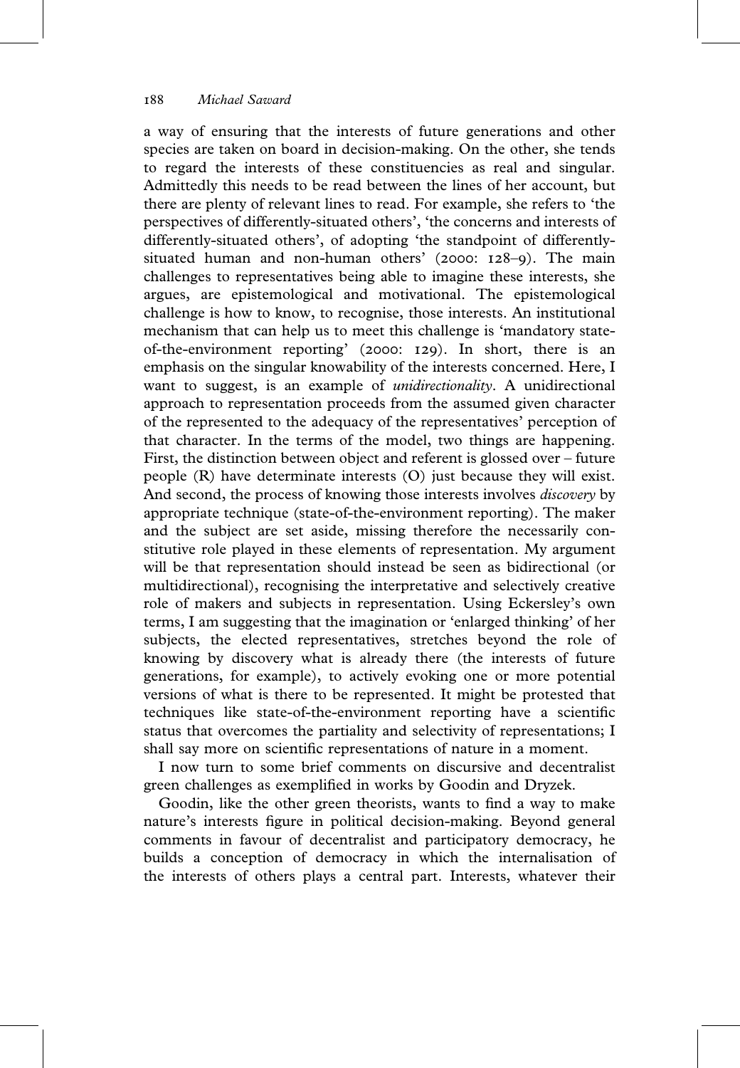a way of ensuring that the interests of future generations and other species are taken on board in decision-making. On the other, she tends to regard the interests of these constituencies as real and singular. Admittedly this needs to be read between the lines of her account, but there are plenty of relevant lines to read. For example, she refers to 'the perspectives of differently-situated others', 'the concerns and interests of differently-situated others', of adopting 'the standpoint of differently-situated human and non-human others' (2000: 128–9). The main challenges to representatives being able to imagine these interests, she argues, are epistemological and motivational. The epistemological challenge is how to know, to recognise, those interests. An institutional mechanism that can help us to meet this challenge is 'mandatory state-of-the-environment reporting' (2000: 129). In short, there is an emphasis on the singular knowability of the interests concerned. Here, I want to suggest, is an example of *unidirectionality*. A unidirectional approach to representation proceeds from the assumed given character of the represented to the adequacy of the representatives' perception of that character. In the terms of the model, two things are happening. First, the distinction between object and referent is glossed over – future people (R) have determinate interests (O) just because they will exist. And second, the process of knowing those interests involves *discovery* by appropriate technique (state-of-the-environment reporting). The maker and the subject are set aside, missing therefore the necessarily constitutive role played in these elements of representation. My argument will be that representation should instead be seen as bidirectional (or multidirectional), recognising the interpretative and selectively creative role of makers and subjects in representation. Using Eckersley's own terms, I am suggesting that the imagination or 'enlarged thinking' of her subjects, the elected representatives, stretches beyond the role of knowing by discovery what is already there (the interests of future generations, for example), to actively evoking one or more potential versions of what is there to be represented. It might be protested that techniques like state-of-the-environment reporting have a scientific status that overcomes the partiality and selectivity of representations; I shall say more on scientific representations of nature in a moment.

I now turn to some brief comments on discursive and decentralist green challenges as exemplified in works by Goodin and Dryzek.

Goodin, like the other green theorists, wants to find a way to make nature's interests figure in political decision-making. Beyond general comments in favour of decentralist and participatory democracy, he builds a conception of democracy in which the internalisation of the interests of others plays a central part. Interests, whatever their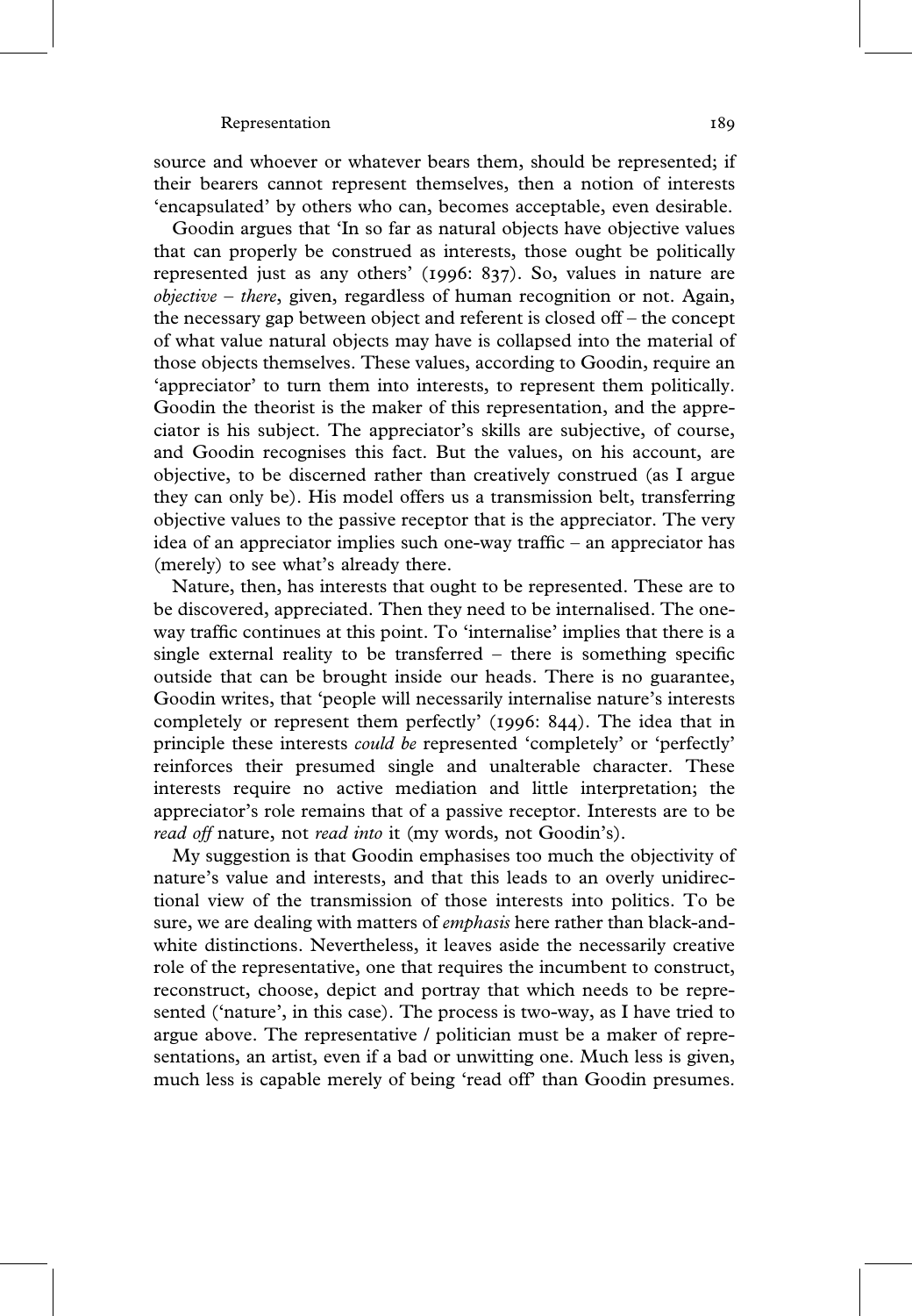source and whoever or whatever bears them, should be represented; if their bearers cannot represent themselves, then a notion of interests 'encapsulated' by others who can, becomes acceptable, even desirable.

Goodin argues that 'In so far as natural objects have objective values that can properly be construed as interests, those ought be politically represented just as any others' (1996: 837). So, values in nature are *objective – there*, given, regardless of human recognition or not. Again, the necessary gap between object and referent is closed off – the concept of what value natural objects may have is collapsed into the material of those objects themselves. These values, according to Goodin, require an 'appreciator' to turn them into interests, to represent them politically. Goodin the theorist is the maker of this representation, and the appreciator is his subject. The appreciator's skills are subjective, of course, and Goodin recognises this fact. But the values, on his account, are objective, to be discerned rather than creatively construed (as I argue they can only be). His model offers us a transmission belt, transferring objective values to the passive receptor that is the appreciator. The very idea of an appreciator implies such one-way traffic – an appreciator has (merely) to see what's already there.

Nature, then, has interests that ought to be represented. These are to be discovered, appreciated. Then they need to be internalised. The one-way traffic continues at this point. To 'internalise' implies that there is a single external reality to be transferred – there is something specific outside that can be brought inside our heads. There is no guarantee, Goodin writes, that 'people will necessarily internalise nature's interests completely or represent them perfectly' (1996: 844). The idea that in principle these interests *could be* represented 'completely' or 'perfectly' reinforces their presumed single and unalterable character. These interests require no active mediation and little interpretation; the appreciator's role remains that of a passive receptor. Interests are to be *read off* nature, not *read into* it (my words, not Goodin's).

My suggestion is that Goodin emphasises too much the objectivity of nature's value and interests, and that this leads to an overly unidirectional view of the transmission of those interests into politics. To be sure, we are dealing with matters of *emphasis* here rather than black-and-white distinctions. Nevertheless, it leaves aside the necessarily creative role of the representative, one that requires the incumbent to construct, reconstruct, choose, depict and portray that which needs to be represented ('nature', in this case). The process is two-way, as I have tried to argue above. The representative / politician must be a maker of representations, an artist, even if a bad or unwitting one. Much less is given, much less is capable merely of being 'read off' than Goodin presumes.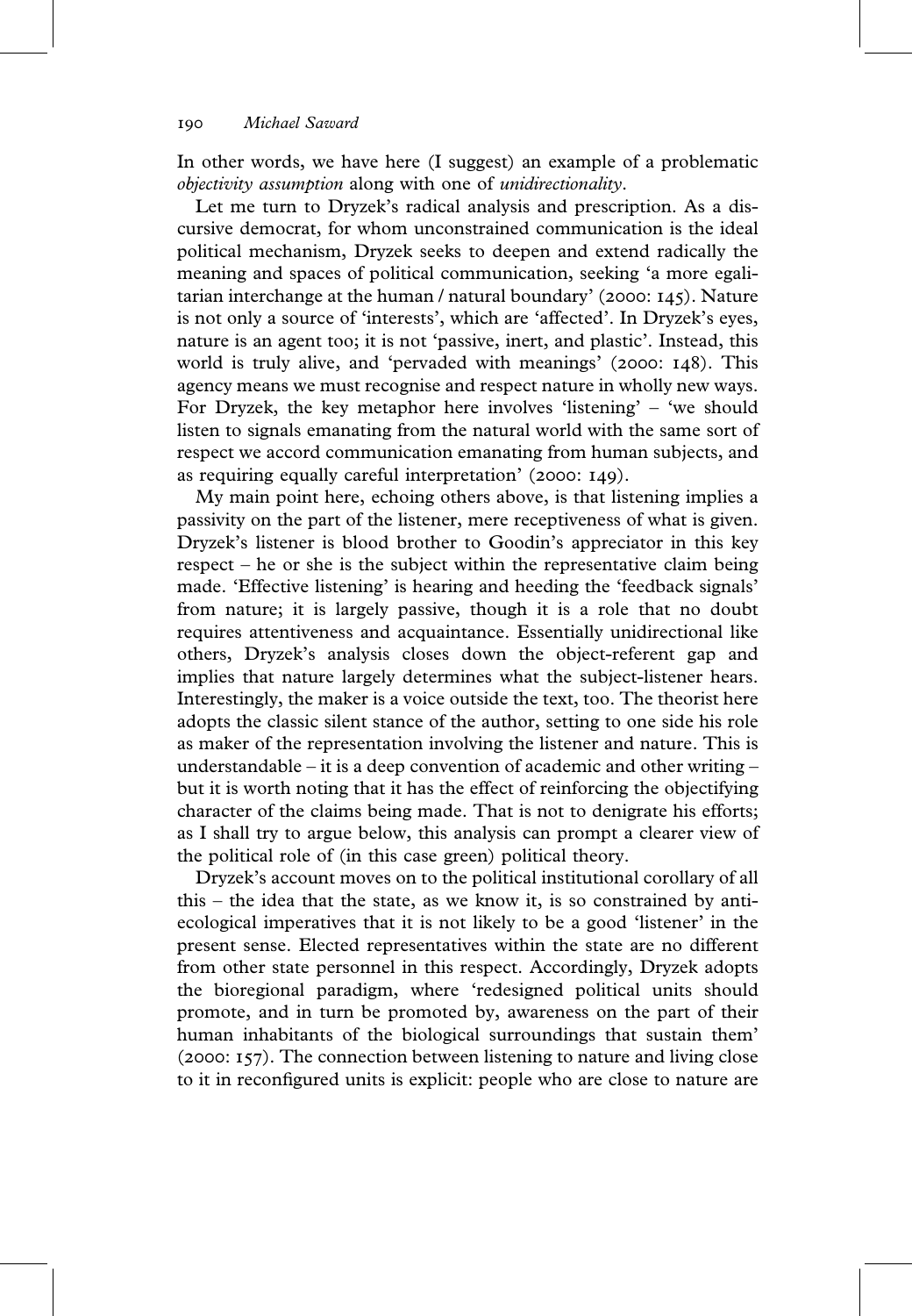In other words, we have here (I suggest) an example of a problematic *objectivity assumption* along with one of *unidirectionality*.

Let me turn to Dryzek's radical analysis and prescription. As a discursive democrat, for whom unconstrained communication is the ideal political mechanism, Dryzek seeks to deepen and extend radically the meaning and spaces of political communication, seeking 'a more egalitarian interchange at the human / natural boundary' (2000: 145). Nature is not only a source of 'interests', which are 'affected'. In Dryzek's eyes, nature is an agent too; it is not 'passive, inert, and plastic'. Instead, this world is truly alive, and 'pervaded with meanings' (2000: 148). This agency means we must recognise and respect nature in wholly new ways. For Dryzek, the key metaphor here involves 'listening' – 'we should listen to signals emanating from the natural world with the same sort of respect we accord communication emanating from human subjects, and as requiring equally careful interpretation' (2000: 149).

My main point here, echoing others above, is that listening implies a passivity on the part of the listener, mere receptiveness of what is given. Dryzek's listener is blood brother to Goodin's appreciator in this key respect – he or she is the subject within the representative claim being made. 'Effective listening' is hearing and heeding the 'feedback signals' from nature; it is largely passive, though it is a role that no doubt requires attentiveness and acquaintance. Essentially unidirectional like others, Dryzek's analysis closes down the object-referent gap and implies that nature largely determines what the subject-listener hears. Interestingly, the maker is a voice outside the text, too. The theorist here adopts the classic silent stance of the author, setting to one side his role as maker of the representation involving the listener and nature. This is understandable – it is a deep convention of academic and other writing – but it is worth noting that it has the effect of reinforcing the objectifying character of the claims being made. That is not to denigrate his efforts; as I shall try to argue below, this analysis can prompt a clearer view of the political role of (in this case green) political theory.

Dryzek's account moves on to the political institutional corollary of all this – the idea that the state, as we know it, is so constrained by anti-ecological imperatives that it is not likely to be a good 'listener' in the present sense. Elected representatives within the state are no different from other state personnel in this respect. Accordingly, Dryzek adopts the bioregional paradigm, where 'redesigned political units should promote, and in turn be promoted by, awareness on the part of their human inhabitants of the biological surroundings that sustain them' (2000: 157). The connection between listening to nature and living close to it in reconfigured units is explicit: people who are close to nature are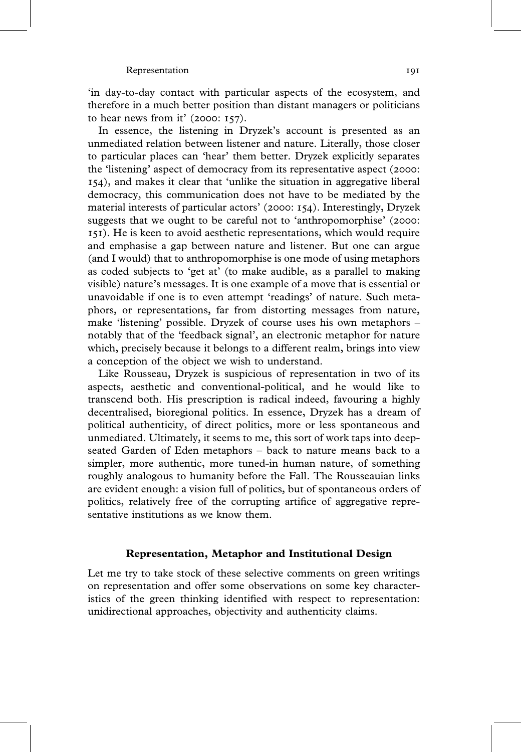'in day-to-day contact with particular aspects of the ecosystem, and therefore in a much better position than distant managers or politicians to hear news from it' (2000: 157).

In essence, the listening in Dryzek's account is presented as an unmediated relation between listener and nature. Literally, those closer to particular places can 'hear' them better. Dryzek explicitly separates the 'listening' aspect of democracy from its representative aspect (2000: 154), and makes it clear that 'unlike the situation in aggregative liberal democracy, this communication does not have to be mediated by the material interests of particular actors' (2000: 154). Interestingly, Dryzek suggests that we ought to be careful not to 'anthropomorphise' (2000: 151). He is keen to avoid aesthetic representations, which would require and emphasise a gap between nature and listener. But one can argue (and I would) that to anthropomorphise is one mode of using metaphors as coded subjects to 'get at' (to make audible, as a parallel to making visible) nature's messages. It is one example of a move that is essential or unavoidable if one is to even attempt 'readings' of nature. Such metaphors, or representations, far from distorting messages from nature, make 'listening' possible. Dryzek of course uses his own metaphors – notably that of the 'feedback signal', an electronic metaphor for nature which, precisely because it belongs to a different realm, brings into view a conception of the object we wish to understand.

Like Rousseau, Dryzek is suspicious of representation in two of its aspects, aesthetic and conventional-political, and he would like to transcend both. His prescription is radical indeed, favouring a highly decentralised, bioregional politics. In essence, Dryzek has a dream of political authenticity, of direct politics, more or less spontaneous and unmediated. Ultimately, it seems to me, this sort of work taps into deep-seated Garden of Eden metaphors – back to nature means back to a simpler, more authentic, more tuned-in human nature, of something roughly analogous to humanity before the Fall. The Rousseauian links are evident enough: a vision full of politics, but of spontaneous orders of politics, relatively free of the corrupting artifice of aggregative representative institutions as we know them.

## Representation, Metaphor and Institutional Design

Let me try to take stock of these selective comments on green writings on representation and offer some observations on some key characteristics of the green thinking identified with respect to representation: unidirectional approaches, objectivity and authenticity claims.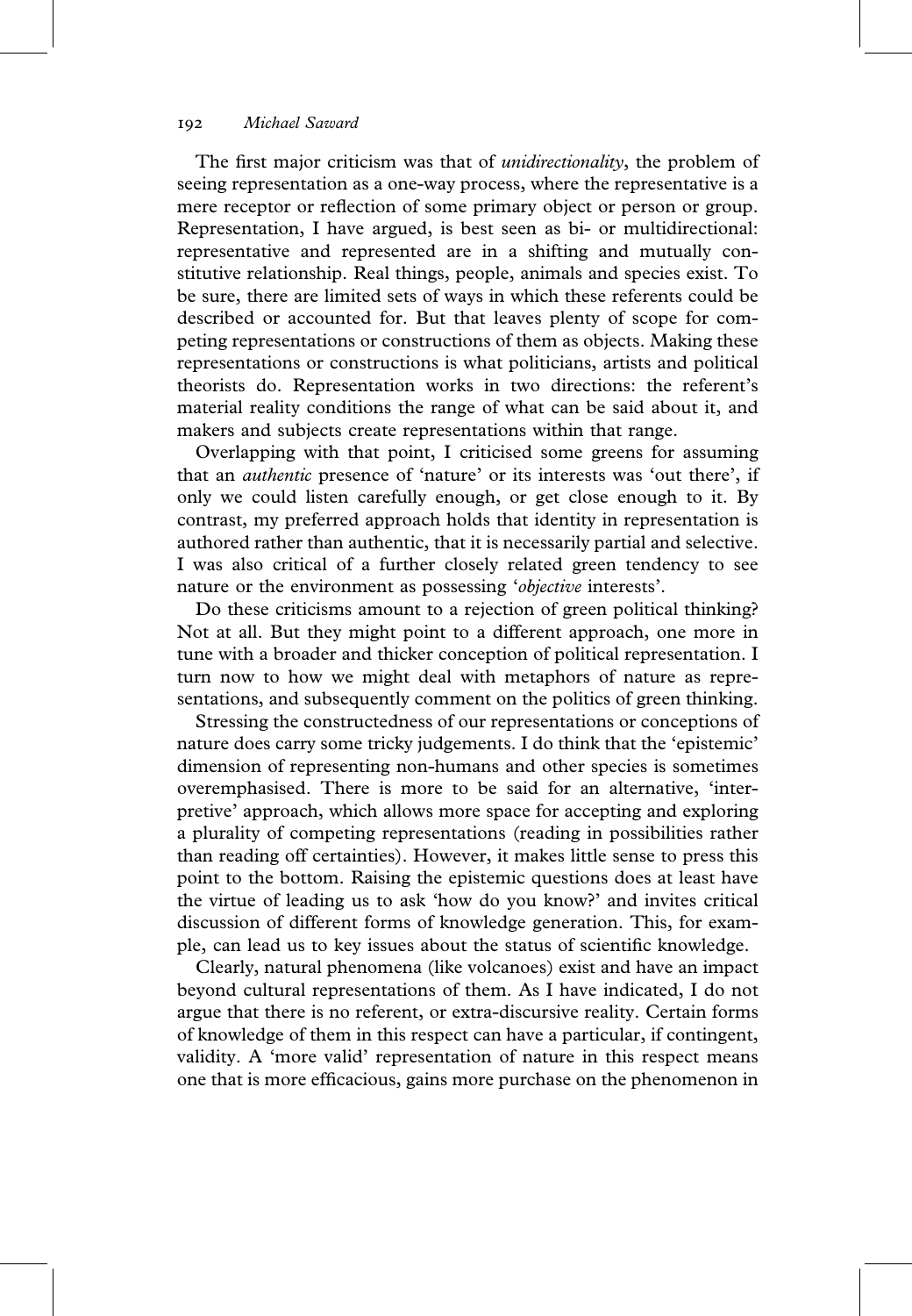The first major criticism was that of *unidirectionality*, the problem of seeing representation as a one-way process, where the representative is a mere receptor or reflection of some primary object or person or group. Representation, I have argued, is best seen as bi- or multidirectional: representative and represented are in a shifting and mutually constitutive relationship. Real things, people, animals and species exist. To be sure, there are limited sets of ways in which these referents could be described or accounted for. But that leaves plenty of scope for competing representations or constructions of them as objects. Making these representations or constructions is what politicians, artists and political theorists do. Representation works in two directions: the referent's material reality conditions the range of what can be said about it, and makers and subjects create representations within that range.

Overlapping with that point, I criticised some greens for assuming that an *authentic* presence of 'nature' or its interests was 'out there', if only we could listen carefully enough, or get close enough to it. By contrast, my preferred approach holds that identity in representation is authored rather than authentic, that it is necessarily partial and selective. I was also critical of a further closely related green tendency to see nature or the environment as possessing '*objective* interests'.

Do these criticisms amount to a rejection of green political thinking? Not at all. But they might point to a different approach, one more in tune with a broader and thicker conception of political representation. I turn now to how we might deal with metaphors of nature as representations, and subsequently comment on the politics of green thinking.

Stressing the constructedness of our representations or conceptions of nature does carry some tricky judgements. I do think that the 'epistemic' dimension of representing non-humans and other species is sometimes overemphasised. There is more to be said for an alternative, 'interpretive' approach, which allows more space for accepting and exploring a plurality of competing representations (reading in possibilities rather than reading off certainties). However, it makes little sense to press this point to the bottom. Raising the epistemic questions does at least have the virtue of leading us to ask 'how do you know?' and invites critical discussion of different forms of knowledge generation. This, for example, can lead us to key issues about the status of scientific knowledge.

Clearly, natural phenomena (like volcanoes) exist and have an impact beyond cultural representations of them. As I have indicated, I do not argue that there is no referent, or extra-discursive reality. Certain forms of knowledge of them in this respect can have a particular, if contingent, validity. A 'more valid' representation of nature in this respect means one that is more efficacious, gains more purchase on the phenomenon in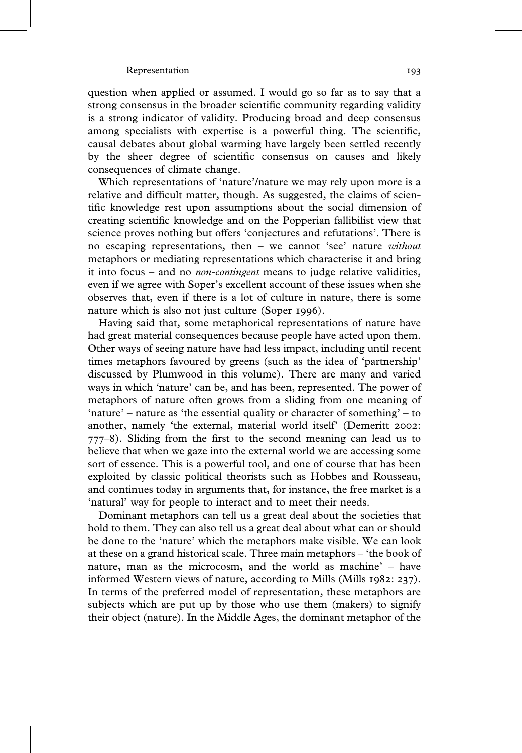question when applied or assumed. I would go so far as to say that a strong consensus in the broader scientific community regarding validity is a strong indicator of validity. Producing broad and deep consensus among specialists with expertise is a powerful thing. The scientific, causal debates about global warming have largely been settled recently by the sheer degree of scientific consensus on causes and likely consequences of climate change.

Which representations of 'nature'/nature we may rely upon more is a relative and difficult matter, though. As suggested, the claims of scientific knowledge rest upon assumptions about the social dimension of creating scientific knowledge and on the Popperian fallibilist view that science proves nothing but offers 'conjectures and refutations'. There is no escaping representations, then – we cannot 'see' nature *without* metaphors or mediating representations which characterise it and bring it into focus – and no *non-contingent* means to judge relative validities, even if we agree with Soper's excellent account of these issues when she observes that, even if there is a lot of culture in nature, there is some nature which is also not just culture (Soper 1996).

Having said that, some metaphorical representations of nature have had great material consequences because people have acted upon them. Other ways of seeing nature have had less impact, including until recent times metaphors favoured by greens (such as the idea of 'partnership' discussed by Plumwood in this volume). There are many and varied ways in which 'nature' can be, and has been, represented. The power of metaphors of nature often grows from a sliding from one meaning of 'nature' – nature as 'the essential quality or character of something' – to another, namely 'the external, material world itself' (Demeritt 2002: 777–8). Sliding from the first to the second meaning can lead us to believe that when we gaze into the external world we are accessing some sort of essence. This is a powerful tool, and one of course that has been exploited by classic political theorists such as Hobbes and Rousseau, and continues today in arguments that, for instance, the free market is a 'natural' way for people to interact and to meet their needs.

Dominant metaphors can tell us a great deal about the societies that hold to them. They can also tell us a great deal about what can or should be done to the 'nature' which the metaphors make visible. We can look at these on a grand historical scale. Three main metaphors – 'the book of nature, man as the microcosm, and the world as machine' – have informed Western views of nature, according to Mills (Mills 1982: 237). In terms of the preferred model of representation, these metaphors are subjects which are put up by those who use them (makers) to signify their object (nature). In the Middle Ages, the dominant metaphor of the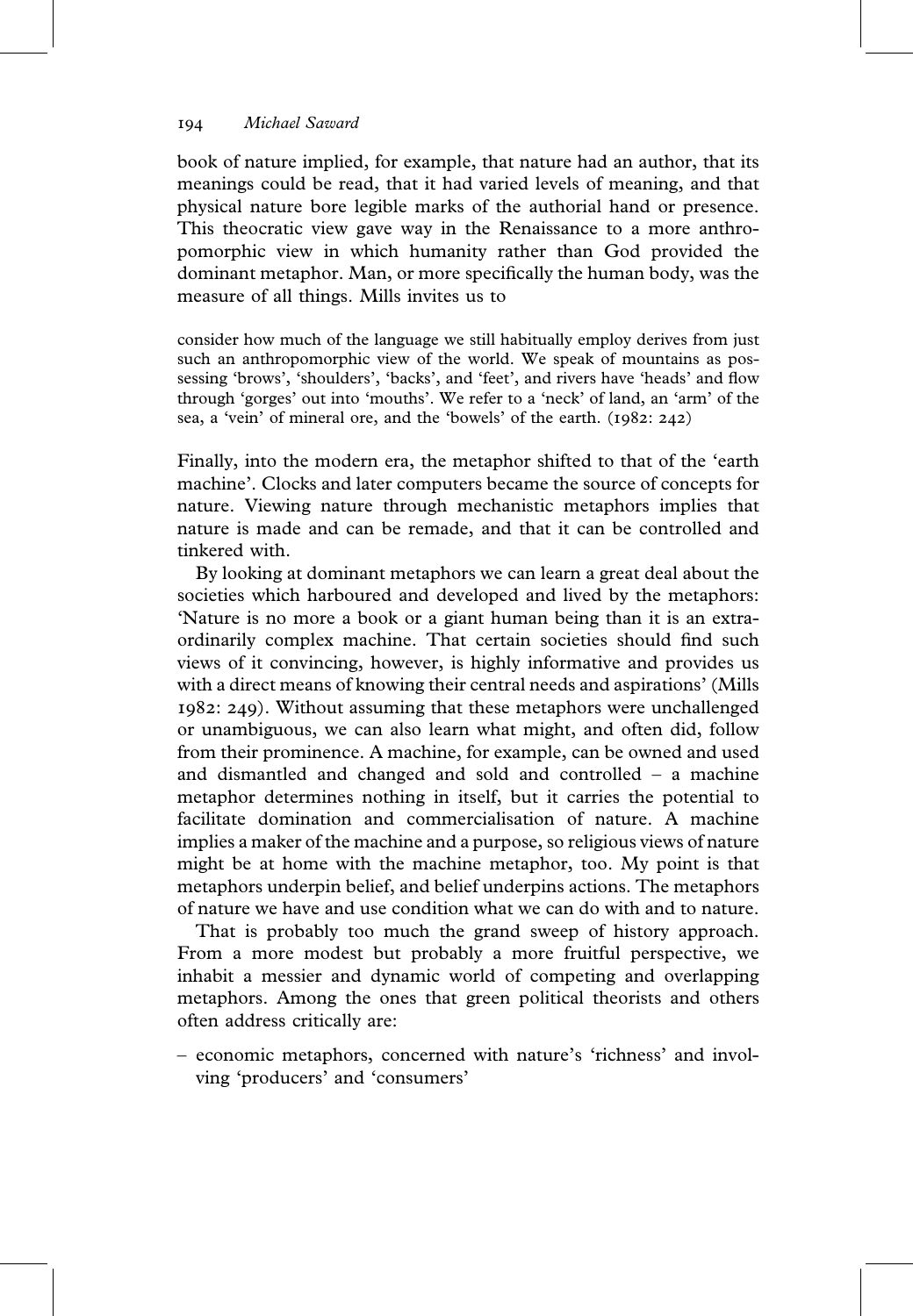book of nature implied, for example, that nature had an author, that its meanings could be read, that it had varied levels of meaning, and that physical nature bore legible marks of the authorial hand or presence. This theocratic view gave way in the Renaissance to a more anthropomorphic view in which humanity rather than God provided the dominant metaphor. Man, or more specifically the human body, was the measure of all things. Mills invites us to

> consider how much of the language we still habitually employ derives from just such an anthropomorphic view of the world. We speak of mountains as possessing 'brows', 'shoulders', 'backs', and 'feet', and rivers have 'heads' and flow through 'gorges' out into 'mouths'. We refer to a 'neck' of land, an 'arm' of the sea, a 'vein' of mineral ore, and the 'bowels' of the earth. (1982: 242)

Finally, into the modern era, the metaphor shifted to that of the 'earth machine'. Clocks and later computers became the source of concepts for nature. Viewing nature through mechanistic metaphors implies that nature is made and can be remade, and that it can be controlled and tinkered with.

By looking at dominant metaphors we can learn a great deal about the societies which harboured and developed and lived by the metaphors: 'Nature is no more a book or a giant human being than it is an extraordinarily complex machine. That certain societies should find such views of it convincing, however, is highly informative and provides us with a direct means of knowing their central needs and aspirations' (Mills 1982: 249). Without assuming that these metaphors were unchallenged or unambiguous, we can also learn what might, and often did, follow from their prominence. A machine, for example, can be owned and used and dismantled and changed and sold and controlled – a machine metaphor determines nothing in itself, but it carries the potential to facilitate domination and commercialisation of nature. A machine implies a maker of the machine and a purpose, so religious views of nature might be at home with the machine metaphor, too. My point is that metaphors underpin belief, and belief underpins actions. The metaphors of nature we have and use condition what we can do with and to nature.

That is probably too much the grand sweep of history approach. From a more modest but probably a more fruitful perspective, we inhabit a messier and dynamic world of competing and overlapping metaphors. Among the ones that green political theorists and others often address critically are:

– economic metaphors, concerned with nature's 'richness' and involving 'producers' and 'consumers'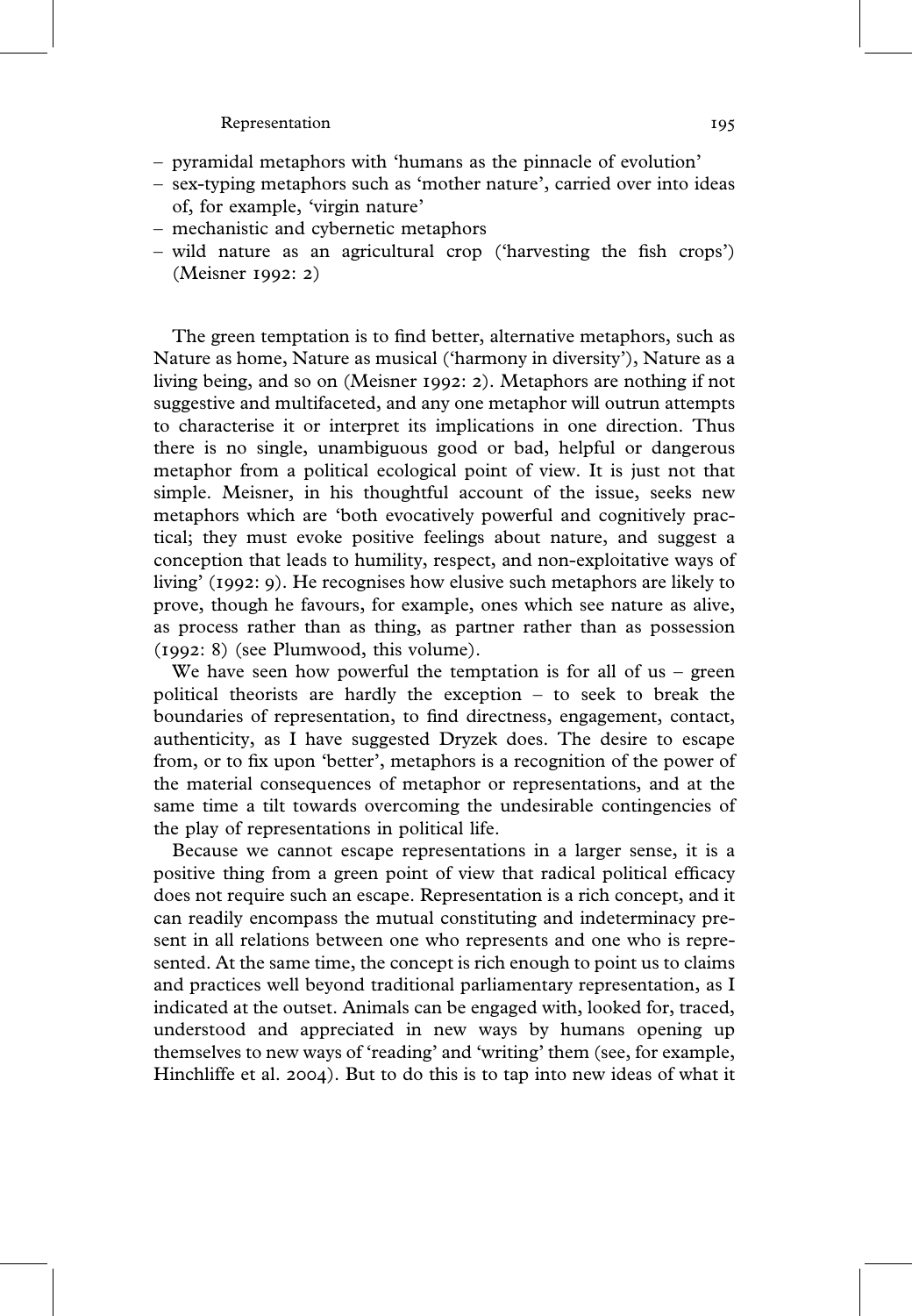- pyramidal metaphors with 'humans as the pinnacle of evolution'
- sex-typing metaphors such as 'mother nature', carried over into ideas of, for example, 'virgin nature'
- mechanistic and cybernetic metaphors
- wild nature as an agricultural crop ('harvesting the fish crops') (Meisner 1992: 2)

The green temptation is to find better, alternative metaphors, such as Nature as home, Nature as musical ('harmony in diversity'), Nature as a living being, and so on (Meisner 1992: 2). Metaphors are nothing if not suggestive and multifaceted, and any one metaphor will outrun attempts to characterise it or interpret its implications in one direction. Thus there is no single, unambiguous good or bad, helpful or dangerous metaphor from a political ecological point of view. It is just not that simple. Meisner, in his thoughtful account of the issue, seeks new metaphors which are 'both evocatively powerful and cognitively practical; they must evoke positive feelings about nature, and suggest a conception that leads to humility, respect, and non-exploitative ways of living' (1992: 9). He recognises how elusive such metaphors are likely to prove, though he favours, for example, ones which see nature as alive, as process rather than as thing, as partner rather than as possession (1992: 8) (see Plumwood, this volume).

We have seen how powerful the temptation is for all of us – green political theorists are hardly the exception – to seek to break the boundaries of representation, to find directness, engagement, contact, authenticity, as I have suggested Dryzek does. The desire to escape from, or to fix upon 'better', metaphors is a recognition of the power of the material consequences of metaphor or representations, and at the same time a tilt towards overcoming the undesirable contingencies of the play of representations in political life.

Because we cannot escape representations in a larger sense, it is a positive thing from a green point of view that radical political efficacy does not require such an escape. Representation is a rich concept, and it can readily encompass the mutual constituting and indeterminacy present in all relations between one who represents and one who is represented. At the same time, the concept is rich enough to point us to claims and practices well beyond traditional parliamentary representation, as I indicated at the outset. Animals can be engaged with, looked for, traced, understood and appreciated in new ways by humans opening up themselves to new ways of 'reading' and 'writing' them (see, for example, Hinchliffe et al. 2004). But to do this is to tap into new ideas of what it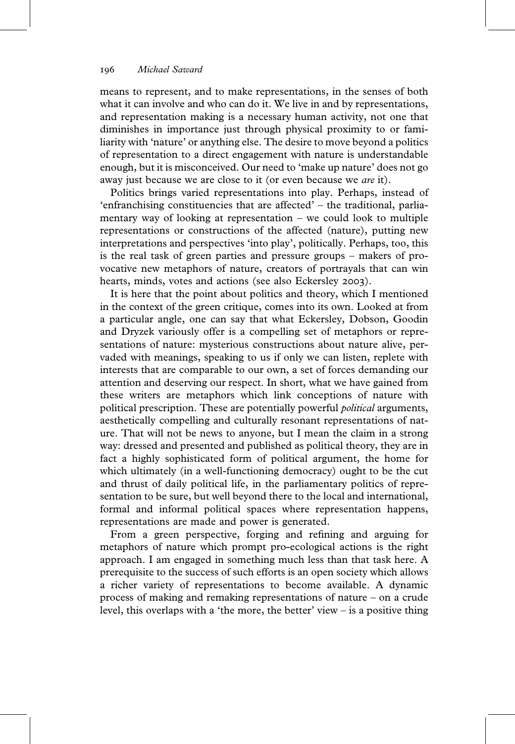means to represent, and to make representations, in the senses of both what it can involve and who can do it. We live in and by representations, and representation making is a necessary human activity, not one that diminishes in importance just through physical proximity to or familiarity with 'nature' or anything else. The desire to move beyond a politics of representation to a direct engagement with nature is understandable enough, but it is misconceived. Our need to 'make up nature' does not go away just because we are close to it (or even because we *are* it).

Politics brings varied representations into play. Perhaps, instead of 'enfranchising constituencies that are affected' – the traditional, parliamentary way of looking at representation – we could look to multiple representations or constructions of the affected (nature), putting new interpretations and perspectives 'into play', politically. Perhaps, too, this is the real task of green parties and pressure groups – makers of provocative new metaphors of nature, creators of portrayals that can win hearts, minds, votes and actions (see also Eckersley 2003).

It is here that the point about politics and theory, which I mentioned in the context of the green critique, comes into its own. Looked at from a particular angle, one can say that what Eckersley, Dobson, Goodin and Dryzek variously offer is a compelling set of metaphors or representations of nature: mysterious constructions about nature alive, pervaded with meanings, speaking to us if only we can listen, replete with interests that are comparable to our own, a set of forces demanding our attention and deserving our respect. In short, what we have gained from these writers are metaphors which link conceptions of nature with political prescription. These are potentially powerful *political* arguments, aesthetically compelling and culturally resonant representations of nature. That will not be news to anyone, but I mean the claim in a strong way: dressed and presented and published as political theory, they are in fact a highly sophisticated form of political argument, the home for which ultimately (in a well-functioning democracy) ought to be the cut and thrust of daily political life, in the parliamentary politics of representation to be sure, but well beyond there to the local and international, formal and informal political spaces where representation happens, representations are made and power is generated.

From a green perspective, forging and refining and arguing for metaphors of nature which prompt pro-ecological actions is the right approach. I am engaged in something much less than that task here. A prerequisite to the success of such efforts is an open society which allows a richer variety of representations to become available. A dynamic process of making and remaking representations of nature – on a crude level, this overlaps with a 'the more, the better' view – is a positive thing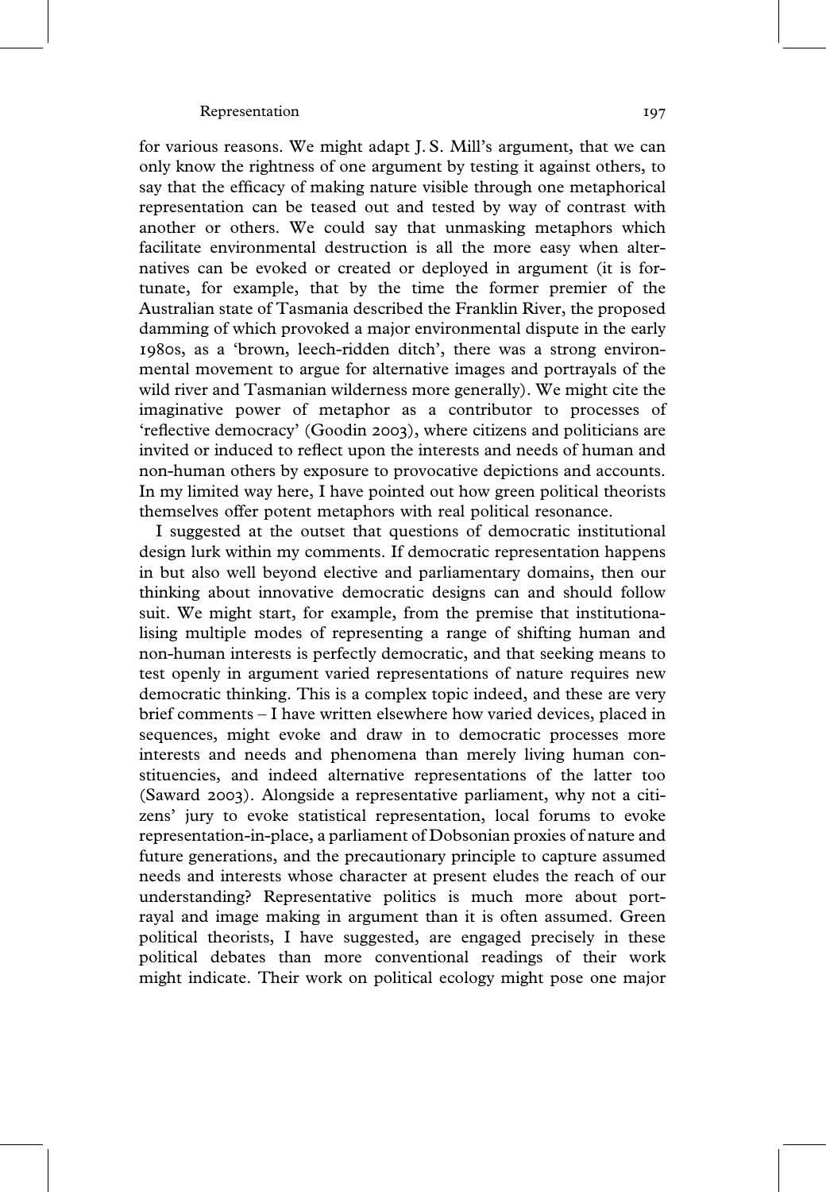for various reasons. We might adapt J. S. Mill's argument, that we can only know the rightness of one argument by testing it against others, to say that the efficacy of making nature visible through one metaphorical representation can be teased out and tested by way of contrast with another or others. We could say that unmasking metaphors which facilitate environmental destruction is all the more easy when alternatives can be evoked or created or deployed in argument (it is fortunate, for example, that by the time the former premier of the Australian state of Tasmania described the Franklin River, the proposed damming of which provoked a major environmental dispute in the early 1980s, as a 'brown, leech-ridden ditch', there was a strong environmental movement to argue for alternative images and portrayals of the wild river and Tasmanian wilderness more generally). We might cite the imaginative power of metaphor as a contributor to processes of 'reflective democracy' (Goodin 2003), where citizens and politicians are invited or induced to reflect upon the interests and needs of human and non-human others by exposure to provocative depictions and accounts. In my limited way here, I have pointed out how green political theorists themselves offer potent metaphors with real political resonance.

I suggested at the outset that questions of democratic institutional design lurk within my comments. If democratic representation happens in but also well beyond elective and parliamentary domains, then our thinking about innovative democratic designs can and should follow suit. We might start, for example, from the premise that institutionalising multiple modes of representing a range of shifting human and non-human interests is perfectly democratic, and that seeking means to test openly in argument varied representations of nature requires new democratic thinking. This is a complex topic indeed, and these are very brief comments – I have written elsewhere how varied devices, placed in sequences, might evoke and draw in to democratic processes more interests and needs and phenomena than merely living human constituencies, and indeed alternative representations of the latter too (Saward 2003). Alongside a representative parliament, why not a citizens' jury to evoke statistical representation, local forums to evoke representation-in-place, a parliament of Dobsonian proxies of nature and future generations, and the precautionary principle to capture assumed needs and interests whose character at present eludes the reach of our understanding? Representative politics is much more about portrayal and image making in argument than it is often assumed. Green political theorists, I have suggested, are engaged precisely in these political debates than more conventional readings of their work might indicate. Their work on political ecology might pose one major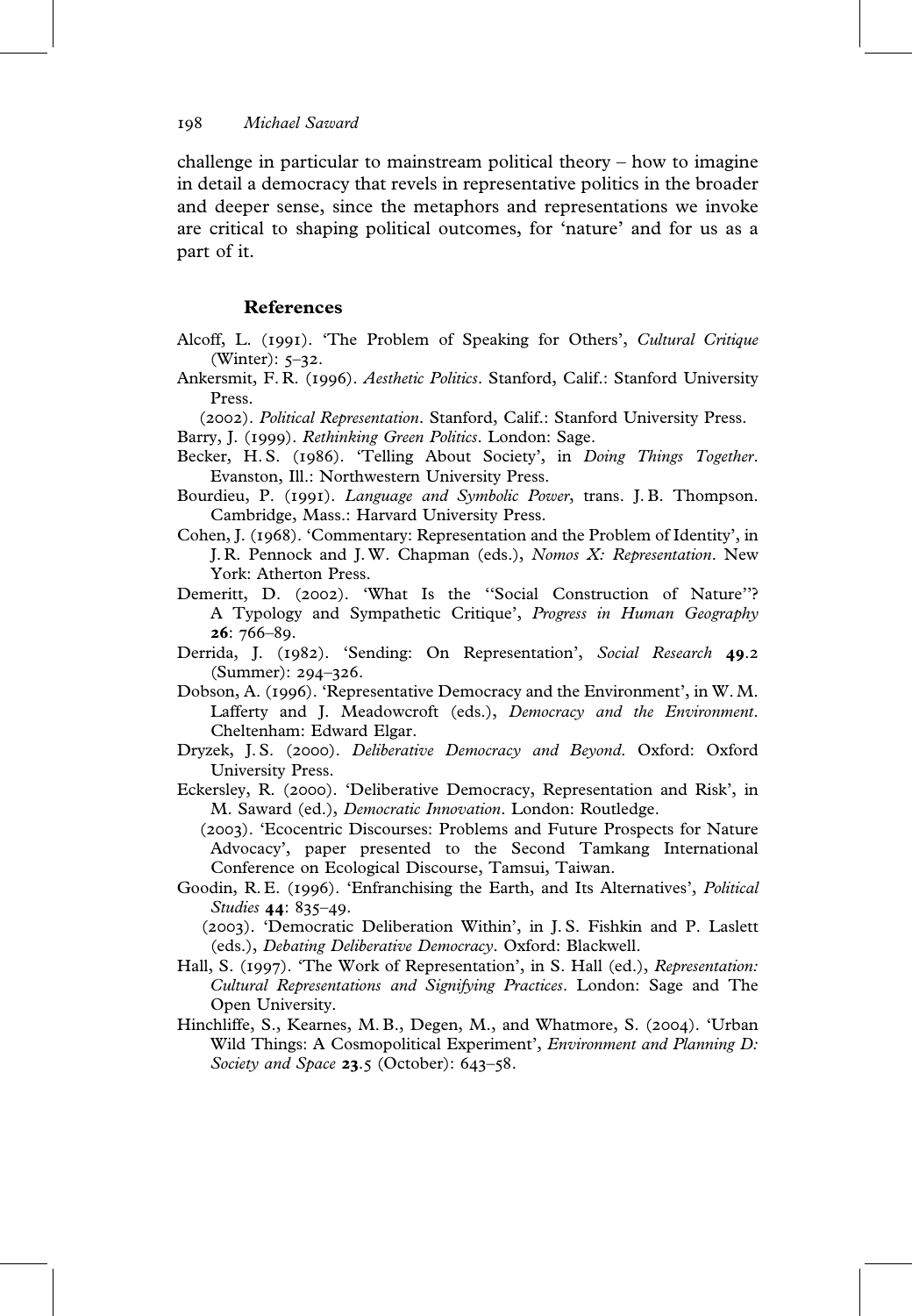challenge in particular to mainstream political theory – how to imagine in detail a democracy that revels in representative politics in the broader and deeper sense, since the metaphors and representations we invoke are critical to shaping political outcomes, for 'nature' and for us as a part of it.

## References

Alcoff, L. (1991). 'The Problem of Speaking for Others', *Cultural Critique* (Winter): 5–32.

Ankersmit, F. R. (1996). *Aesthetic Politics*. Stanford, Calif.: Stanford University Press.

—— (2002). *Political Representation*. Stanford, Calif.: Stanford University Press.

Barry, J. (1999). *Rethinking Green Politics*. London: Sage.

Becker, H. S. (1986). 'Telling About Society', in *Doing Things Together*. Evanston, Ill.: Northwestern University Press.

Bourdieu, P. (1991). *Language and Symbolic Power*, trans. J. B. Thompson. Cambridge, Mass.: Harvard University Press.

Cohen, J. (1968). 'Commentary: Representation and the Problem of Identity', in J. R. Pennock and J. W. Chapman (eds.), *Nomos X: Representation*. New York: Atherton Press.

Demeritt, D. (2002). 'What Is the "Social Construction of Nature"? A Typology and Sympathetic Critique', *Progress in Human Geography* **26**: 766–89.

Derrida, J. (1982). 'Sending: On Representation', *Social Research* **49**.2 (Summer): 294–326.

Dobson, A. (1996). 'Representative Democracy and the Environment', in W. M. Lafferty and J. Meadowcroft (eds.), *Democracy and the Environment*. Cheltenham: Edward Elgar.

Dryzek, J. S. (2000). *Deliberative Democracy and Beyond*. Oxford: Oxford University Press.

Eckersley, R. (2000). 'Deliberative Democracy, Representation and Risk', in M. Saward (ed.), *Democratic Innovation*. London: Routledge.

—— (2003). 'Ecocentric Discourses: Problems and Future Prospects for Nature Advocacy', paper presented to the Second Tamkang International Conference on Ecological Discourse, Tamsui, Taiwan.

Goodin, R. E. (1996). 'Enfranchising the Earth, and Its Alternatives', *Political Studies* **44**: 835–49.

—— (2003). 'Democratic Deliberation Within', in J. S. Fishkin and P. Laslett (eds.), *Debating Deliberative Democracy*. Oxford: Blackwell.

Hall, S. (1997). 'The Work of Representation', in S. Hall (ed.), *Representation: Cultural Representations and Signifying Practices*. London: Sage and The Open University.

Hinchliffe, S., Kearnes, M. B., Degen, M., and Whatmore, S. (2004). 'Urban Wild Things: A Cosmopolitical Experiment', *Environment and Planning D: Society and Space* **23**.5 (October): 643–58.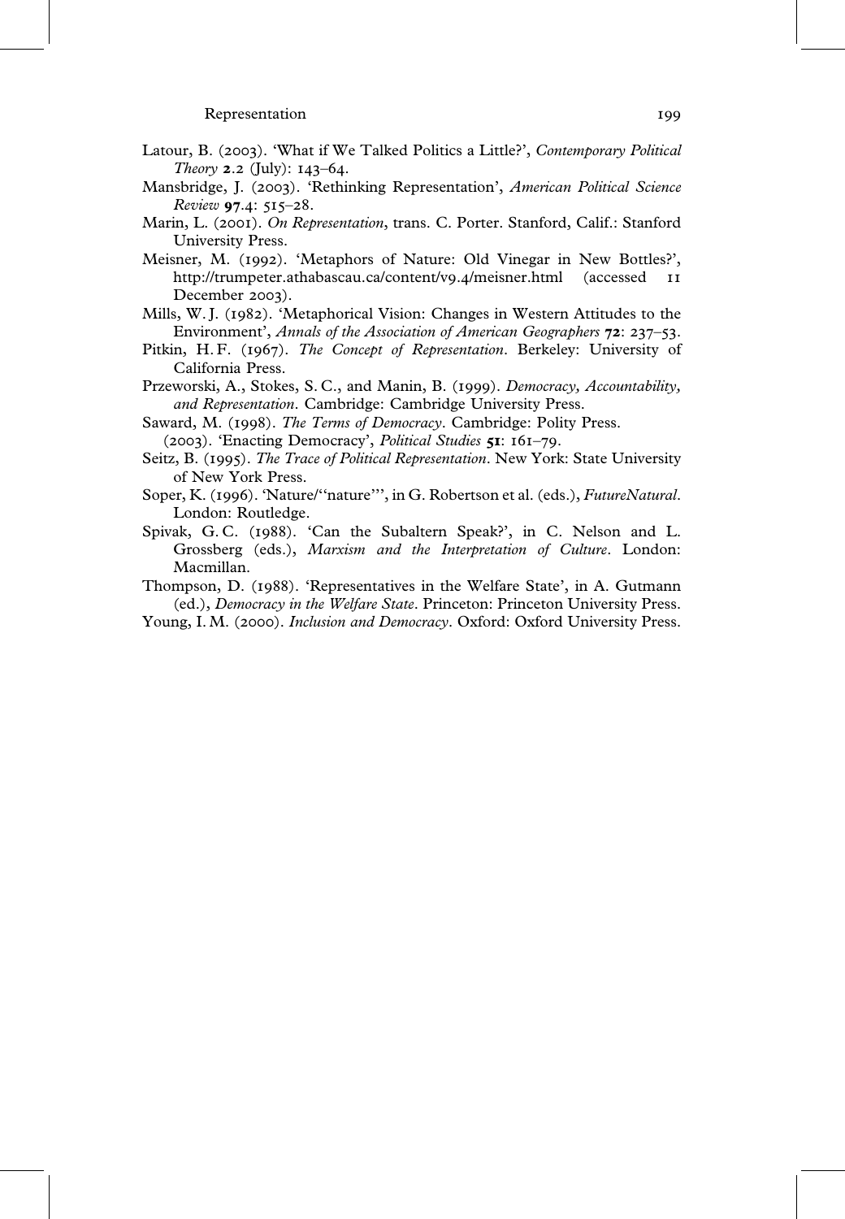Latour, B. (2003). 'What if We Talked Politics a Little?', *Contemporary Political Theory* **2**.2 (July): 143–64.

Mansbridge, J. (2003). 'Rethinking Representation', *American Political Science Review* **97**.4: 515–28.

Marin, L. (2001). *On Representation*, trans. C. Porter. Stanford, Calif.: Stanford University Press.

Meisner, M. (1992). 'Metaphors of Nature: Old Vinegar in New Bottles?', http://trumpeter.athabascau.ca/content/v9.4/meisner.html (accessed 11 December 2003).

Mills, W. J. (1982). 'Metaphorical Vision: Changes in Western Attitudes to the Environment', *Annals of the Association of American Geographers* **72**: 237–53.

Pitkin, H. F. (1967). *The Concept of Representation*. Berkeley: University of California Press.

Przeworski, A., Stokes, S. C., and Manin, B. (1999). *Democracy, Accountability, and Representation*. Cambridge: Cambridge University Press.

Saward, M. (1998). *The Terms of Democracy*. Cambridge: Polity Press.

(2003). 'Enacting Democracy', *Political Studies* **51**: 161–79.

Seitz, B. (1995). *The Trace of Political Representation*. New York: State University of New York Press.

Soper, K. (1996). 'Nature/''nature''', in G. Robertson et al. (eds.), *FutureNatural*. London: Routledge.

Spivak, G. C. (1988). 'Can the Subaltern Speak?', in C. Nelson and L. Grossberg (eds.), *Marxism and the Interpretation of Culture*. London: Macmillan.

Thompson, D. (1988). 'Representatives in the Welfare State', in A. Gutmann (ed.), *Democracy in the Welfare State*. Princeton: Princeton University Press.

Young, I. M. (2000). *Inclusion and Democracy*. Oxford: Oxford University Press.